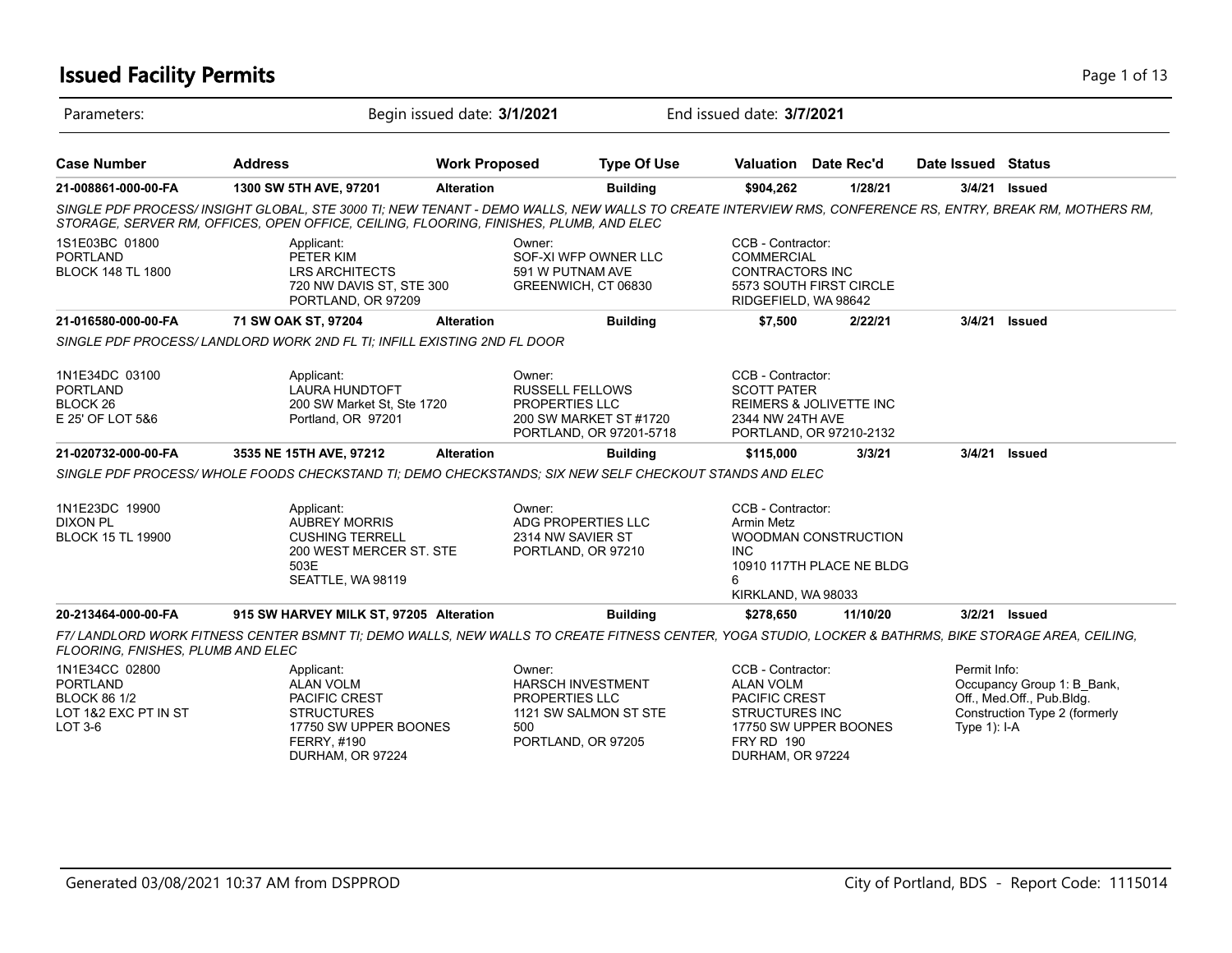# Issued Facility Permits

Parameters: Begin issued date: **3/1/2021** End issued date: **3/7/2021**

| Case Number | Address | Work Proposed | Type Of Use | Valuation | Date Rec'd | Date Issued | Status |
|---|---|---|---|---|---|---|---|
| **21-008861-000-00-FA** | **1300 SW 5TH AVE, 97201** | **Alteration** | **Building** | **$904,262** | **1/28/21** | **3/4/21** | **Issued** |

*SINGLE PDF PROCESS/ INSIGHT GLOBAL, STE 3000 TI; NEW TENANT - DEMO WALLS, NEW WALLS TO CREATE INTERVIEW RMS, CONFERENCE RS, ENTRY, BREAK RM, MOTHERS RM, STORAGE, SERVER RM, OFFICES, OPEN OFFICE, CEILING, FLOORING, FINISHES, PLUMB, AND ELEC*

1S1E03BC 01800
PORTLAND
BLOCK 148 TL 1800

Applicant:
PETER KIM
LRS ARCHITECTS
720 NW DAVIS ST, STE 300
PORTLAND, OR 97209

Owner:
SOF-XI WFP OWNER LLC
591 W PUTNAM AVE
GREENWICH, CT 06830

CCB - Contractor:
COMMERCIAL
CONTRACTORS INC
5573 SOUTH FIRST CIRCLE
RIDGEFIELD, WA 98642

| Case Number | Address | Work Proposed | Type Of Use | Valuation | Date Rec'd | Date Issued | Status |
|---|---|---|---|---|---|---|---|
| **21-016580-000-00-FA** | **71 SW OAK ST, 97204** | **Alteration** | **Building** | **$7,500** | **2/22/21** | **3/4/21** | **Issued** |

*SINGLE PDF PROCESS/ LANDLORD WORK 2ND FL TI; INFILL EXISTING 2ND FL DOOR*

1N1E34DC 03100
PORTLAND
BLOCK 26
E 25' OF LOT 5&6

Applicant:
LAURA HUNDTOFT
200 SW Market St, Ste 1720
Portland, OR 97201

Owner:
RUSSELL FELLOWS
PROPERTIES LLC
200 SW MARKET ST #1720
PORTLAND, OR 97201-5718

CCB - Contractor:
SCOTT PATER
REIMERS & JOLIVETTE INC
2344 NW 24TH AVE
PORTLAND, OR 97210-2132

| Case Number | Address | Work Proposed | Type Of Use | Valuation | Date Rec'd | Date Issued | Status |
|---|---|---|---|---|---|---|---|
| **21-020732-000-00-FA** | **3535 NE 15TH AVE, 97212** | **Alteration** | **Building** | **$115,000** | **3/3/21** | **3/4/21** | **Issued** |

*SINGLE PDF PROCESS/ WHOLE FOODS CHECKSTAND TI; DEMO CHECKSTANDS; SIX NEW SELF CHECKOUT STANDS AND ELEC*

1N1E23DC 19900
DIXON PL
BLOCK 15 TL 19900

Applicant:
AUBREY MORRIS
CUSHING TERRELL
200 WEST MERCER ST. STE 503E
SEATTLE, WA 98119

Owner:
ADG PROPERTIES LLC
2314 NW SAVIER ST
PORTLAND, OR 97210

CCB - Contractor:
Armin Metz
WOODMAN CONSTRUCTION INC
10910 117TH PLACE NE BLDG 6
KIRKLAND, WA 98033

| Case Number | Address | Work Proposed | Type Of Use | Valuation | Date Rec'd | Date Issued | Status |
|---|---|---|---|---|---|---|---|
| **20-213464-000-00-FA** | **915 SW HARVEY MILK ST, 97205** | **Alteration** | **Building** | **$278,650** | **11/10/20** | **3/2/21** | **Issued** |

*F7/ LANDLORD WORK FITNESS CENTER BSMNT TI; DEMO WALLS, NEW WALLS TO CREATE FITNESS CENTER, YOGA STUDIO, LOCKER & BATHRMS, BIKE STORAGE AREA, CEILING, FLOORING, FNISHES, PLUMB AND ELEC*

1N1E34CC 02800
PORTLAND
BLOCK 86 1/2
LOT 1&2 EXC PT IN ST
LOT 3-6

Applicant:
ALAN VOLM
PACIFIC CREST
STRUCTURES
17750 SW UPPER BOONES
FERRY, #190
DURHAM, OR 97224

Owner:
HARSCH INVESTMENT
PROPERTIES LLC
1121 SW SALMON ST STE 500
PORTLAND, OR 97205

CCB - Contractor:
ALAN VOLM
PACIFIC CREST
STRUCTURES INC
17750 SW UPPER BOONES
FRY RD 190
DURHAM, OR 97224

Permit Info:
Occupancy Group 1: B_Bank, Off., Med.Off., Pub.Bldg.
Construction Type 2 (formerly Type 1): I-A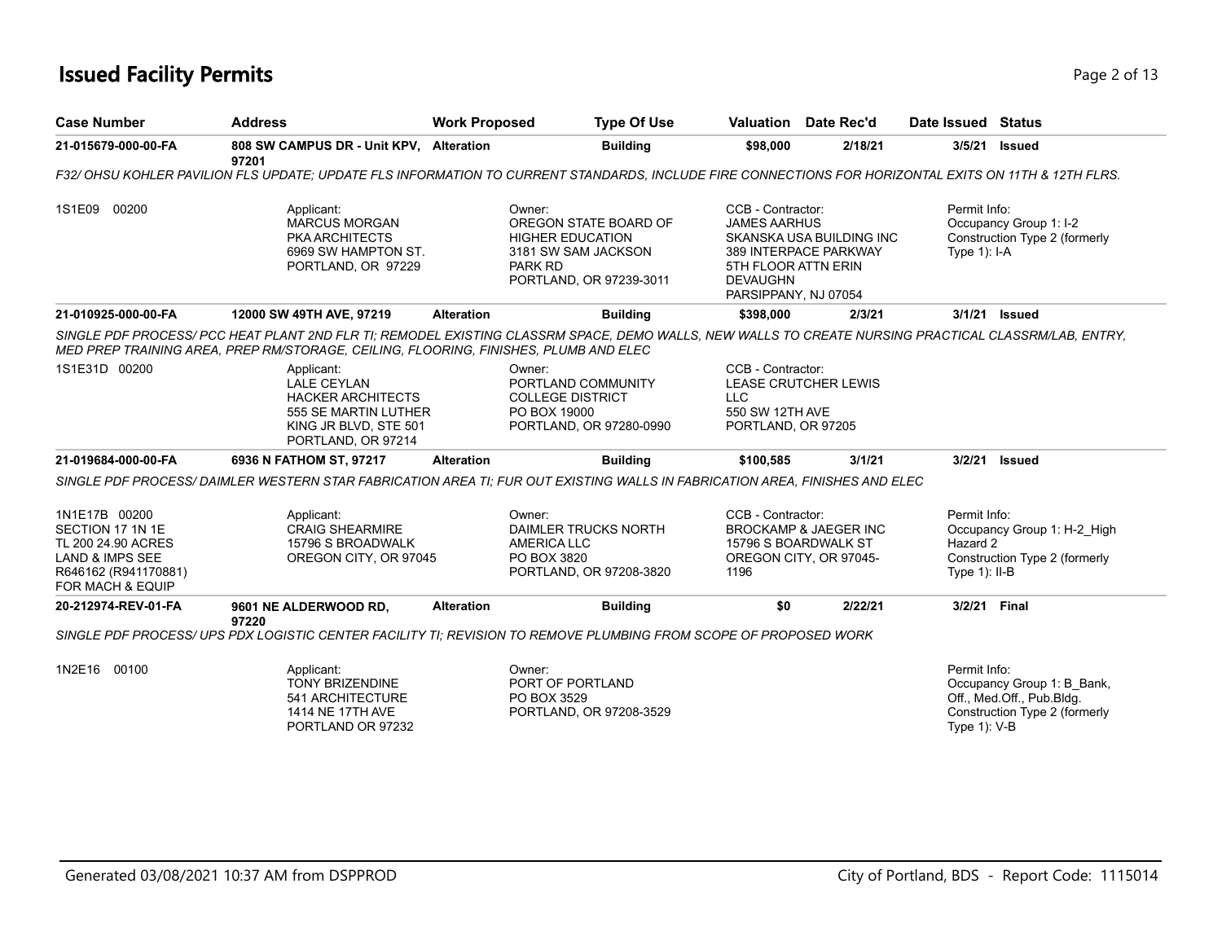# Issued Facility Permits

| Case Number | Address | Work Proposed | Type Of Use | Valuation | Date Rec'd | Date Issued | Status |
|---|---|---|---|---|---|---|---|
| 21-015679-000-00-FA | 808 SW CAMPUS DR - Unit KPV, 97201 | Alteration | Building | $98,000 | 2/18/21 | 3/5/21 | Issued |

*F32/ OHSU KOHLER PAVILION FLS UPDATE; UPDATE FLS INFORMATION TO CURRENT STANDARDS, INCLUDE FIRE CONNECTIONS FOR HORIZONTAL EXITS ON 11TH & 12TH FLRS.*

1S1E09 00200

Applicant:
MARCUS MORGAN
PKA ARCHITECTS
6969 SW HAMPTON ST.
PORTLAND, OR 97229

Owner:
OREGON STATE BOARD OF HIGHER EDUCATION
3181 SW SAM JACKSON PARK RD
PORTLAND, OR 97239-3011

CCB - Contractor:
JAMES AARHUS
SKANSKA USA BUILDING INC
389 INTERPACE PARKWAY
5TH FLOOR ATTN ERIN DEVAUGHN
PARSIPPANY, NJ 07054

Permit Info:
Occupancy Group 1: I-2
Construction Type 2 (formerly Type 1): I-A

| Case Number | Address | Work Proposed | Type Of Use | Valuation | Date Rec'd | Date Issued | Status |
|---|---|---|---|---|---|---|---|
| 21-010925-000-00-FA | 12000 SW 49TH AVE, 97219 | Alteration | Building | $398,000 | 2/3/21 | 3/1/21 | Issued |

*SINGLE PDF PROCESS/ PCC HEAT PLANT 2ND FLR TI; REMODEL EXISTING CLASSRM SPACE, DEMO WALLS, NEW WALLS TO CREATE NURSING PRACTICAL CLASSRM/LAB, ENTRY, MED PREP TRAINING AREA, PREP RM/STORAGE, CEILING, FLOORING, FINISHES, PLUMB AND ELEC*

1S1E31D 00200

Applicant:
LALE CEYLAN
HACKER ARCHITECTS
555 SE MARTIN LUTHER KING JR BLVD, STE 501
PORTLAND, OR 97214

Owner:
PORTLAND COMMUNITY COLLEGE DISTRICT
PO BOX 19000
PORTLAND, OR 97280-0990

CCB - Contractor:
LEASE CRUTCHER LEWIS LLC
550 SW 12TH AVE
PORTLAND, OR 97205

| Case Number | Address | Work Proposed | Type Of Use | Valuation | Date Rec'd | Date Issued | Status |
|---|---|---|---|---|---|---|---|
| 21-019684-000-00-FA | 6936 N FATHOM ST, 97217 | Alteration | Building | $100,585 | 3/1/21 | 3/2/21 | Issued |

*SINGLE PDF PROCESS/ DAIMLER WESTERN STAR FABRICATION AREA TI; FUR OUT EXISTING WALLS IN FABRICATION AREA, FINISHES AND ELEC*

1N1E17B 00200
SECTION 17 1N 1E
TL 200 24.90 ACRES
LAND & IMPS SEE
R646162 (R941170881)
FOR MACH & EQUIP

Applicant:
CRAIG SHEARMIRE
15796 S BROADWALK
OREGON CITY, OR 97045

Owner:
DAIMLER TRUCKS NORTH AMERICA LLC
PO BOX 3820
PORTLAND, OR 97208-3820

CCB - Contractor:
BROCKAMP & JAEGER INC
15796 S BOARDWALK ST
OREGON CITY, OR 97045-1196

Permit Info:
Occupancy Group 1: H-2_High Hazard 2
Construction Type 2 (formerly Type 1): II-B

| Case Number | Address | Work Proposed | Type Of Use | Valuation | Date Rec'd | Date Issued | Status |
|---|---|---|---|---|---|---|---|
| 20-212974-REV-01-FA | 9601 NE ALDERWOOD RD, 97220 | Alteration | Building | $0 | 2/22/21 | 3/2/21 | Final |

*SINGLE PDF PROCESS/ UPS PDX LOGISTIC CENTER FACILITY TI; REVISION TO REMOVE PLUMBING FROM SCOPE OF PROPOSED WORK*

1N2E16 00100

Applicant:
TONY BRIZENDINE
541 ARCHITECTURE
1414 NE 17TH AVE
PORTLAND OR 97232

Owner:
PORT OF PORTLAND
PO BOX 3529
PORTLAND, OR 97208-3529

Permit Info:
Occupancy Group 1: B_Bank, Off., Med.Off., Pub.Bldg.
Construction Type 2 (formerly Type 1): V-B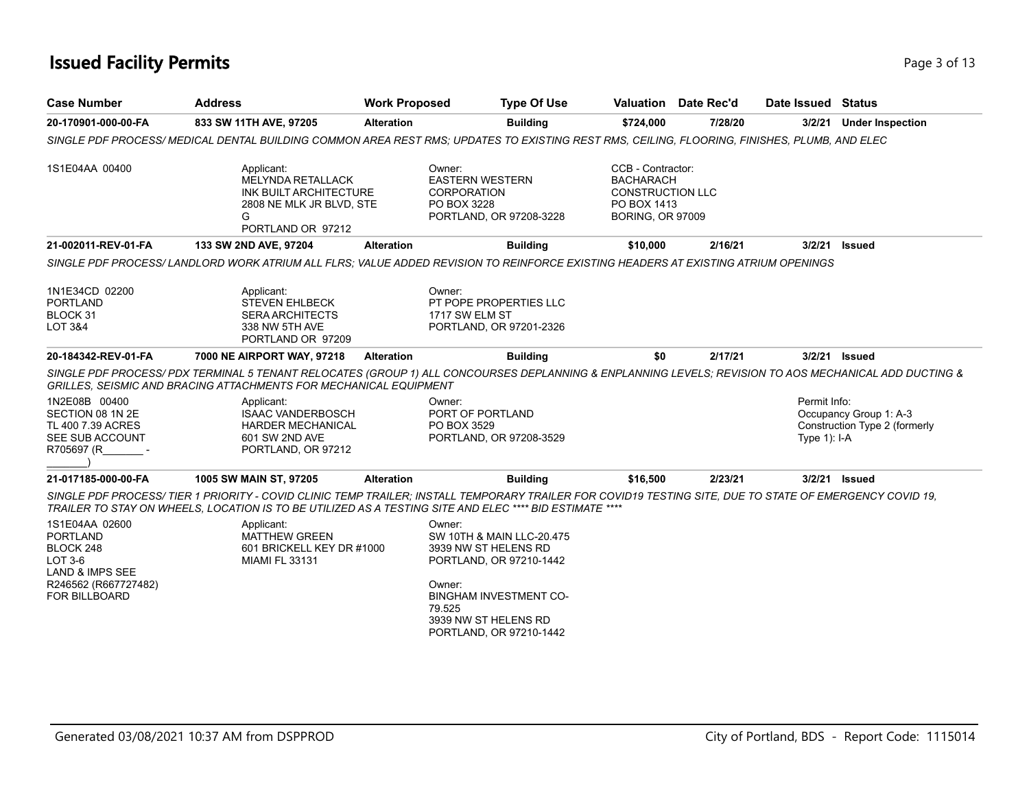# Issued Facility Permits

| Case Number | Address | Work Proposed | Type Of Use | Valuation | Date Rec'd | Date Issued | Status |
|---|---|---|---|---|---|---|---|
| 20-170901-000-00-FA | 833 SW 11TH AVE, 97205 | Alteration | Building | $724,000 | 7/28/20 | 3/2/21 | Under Inspection |

*SINGLE PDF PROCESS/ MEDICAL DENTAL BUILDING COMMON AREA REST RMS; UPDATES TO EXISTING REST RMS, CEILING, FLOORING, FINISHES, PLUMB, AND ELEC*

1S1E04AA 00400

Applicant:
MELYNDA RETALLACK
INK BUILT ARCHITECTURE
2808 NE MLK JR BLVD, STE G
PORTLAND OR 97212

Owner:
EASTERN WESTERN CORPORATION
PO BOX 3228
PORTLAND, OR 97208-3228

CCB - Contractor:
BACHARACH CONSTRUCTION LLC
PO BOX 1413
BORING, OR 97009

| Case Number | Address | Work Proposed | Type Of Use | Valuation | Date Rec'd | Date Issued | Status |
|---|---|---|---|---|---|---|---|
| 21-002011-REV-01-FA | 133 SW 2ND AVE, 97204 | Alteration | Building | $10,000 | 2/16/21 | 3/2/21 | Issued |

*SINGLE PDF PROCESS/ LANDLORD WORK ATRIUM ALL FLRS; VALUE ADDED REVISION TO REINFORCE EXISTING HEADERS AT EXISTING ATRIUM OPENINGS*

1N1E34CD 02200
PORTLAND
BLOCK 31
LOT 3&4

Applicant:
STEVEN EHLBECK
SERA ARCHITECTS
338 NW 5TH AVE
PORTLAND OR 97209

Owner:
PT POPE PROPERTIES LLC
1717 SW ELM ST
PORTLAND, OR 97201-2326

| Case Number | Address | Work Proposed | Type Of Use | Valuation | Date Rec'd | Date Issued | Status |
|---|---|---|---|---|---|---|---|
| 20-184342-REV-01-FA | 7000 NE AIRPORT WAY, 97218 | Alteration | Building | $0 | 2/17/21 | 3/2/21 | Issued |

*SINGLE PDF PROCESS/ PDX TERMINAL 5 TENANT RELOCATES (GROUP 1) ALL CONCOURSES DEPLANNING & ENPLANNING LEVELS; REVISION TO AOS MECHANICAL ADD DUCTING & GRILLES, SEISMIC AND BRACING ATTACHMENTS FOR MECHANICAL EQUIPMENT*

1N2E08B 00400
SECTION 08 1N 2E
TL 400 7.39 ACRES
SEE SUB ACCOUNT
R705697 (R_______ - _______)

Applicant:
ISAAC VANDERBOSCH
HARDER MECHANICAL
601 SW 2ND AVE
PORTLAND, OR 97212

Owner:
PORT OF PORTLAND
PO BOX 3529
PORTLAND, OR 97208-3529

Permit Info:
Occupancy Group 1: A-3
Construction Type 2 (formerly Type 1): I-A

| Case Number | Address | Work Proposed | Type Of Use | Valuation | Date Rec'd | Date Issued | Status |
|---|---|---|---|---|---|---|---|
| 21-017185-000-00-FA | 1005 SW MAIN ST, 97205 | Alteration | Building | $16,500 | 2/23/21 | 3/2/21 | Issued |

*SINGLE PDF PROCESS/ TIER 1 PRIORITY - COVID CLINIC TEMP TRAILER; INSTALL TEMPORARY TRAILER FOR COVID19 TESTING SITE, DUE TO STATE OF EMERGENCY COVID 19, TRAILER TO STAY ON WHEELS, LOCATION IS TO BE UTILIZED AS A TESTING SITE AND ELEC \*\*\*\* BID ESTIMATE \*\*\*\**

1S1E04AA 02600
PORTLAND
BLOCK 248
LOT 3-6
LAND & IMPS SEE
R246562 (R667727482)
FOR BILLBOARD

Applicant:
MATTHEW GREEN
601 BRICKELL KEY DR #1000
MIAMI FL 33131

Owner:
SW 10TH & MAIN LLC-20.475
3939 NW ST HELENS RD
PORTLAND, OR 97210-1442

Owner:
BINGHAM INVESTMENT CO-79.525
3939 NW ST HELENS RD
PORTLAND, OR 97210-1442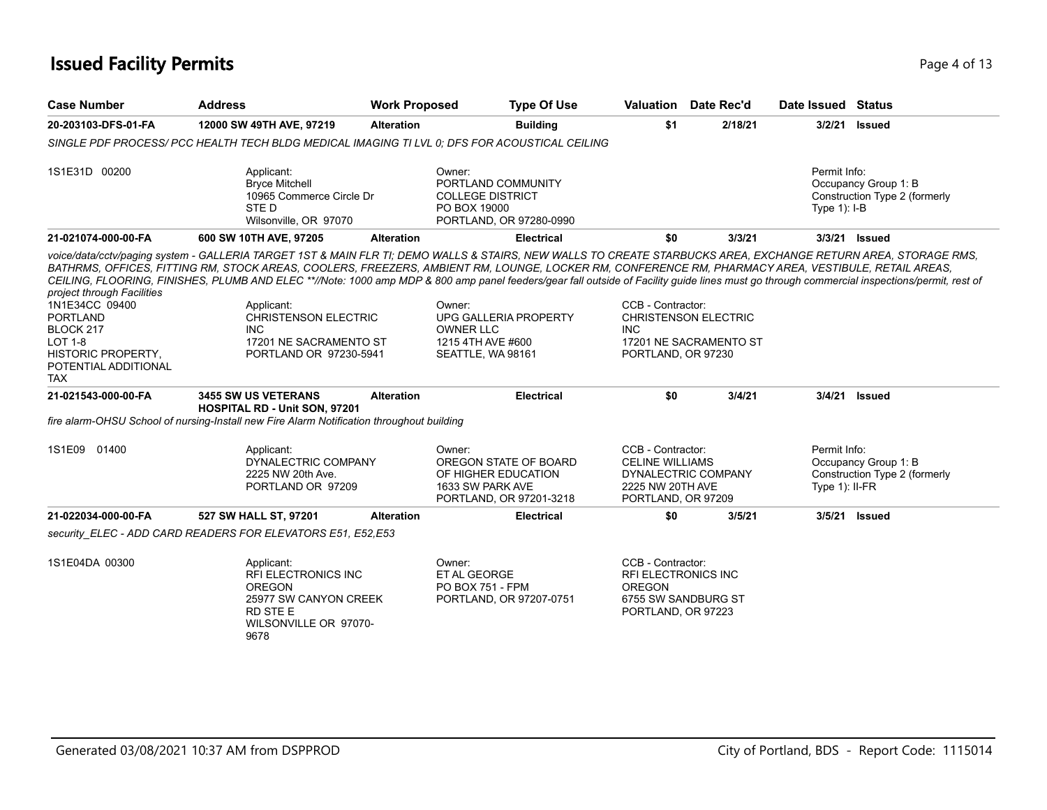# Issued Facility Permits

| Case Number | Address | Work Proposed | Type Of Use | Valuation | Date Rec'd | Date Issued | Status |
|---|---|---|---|---|---|---|---|
| **20-203103-DFS-01-FA** | **12000 SW 49TH AVE, 97219** | **Alteration** | **Building** | **$1** | **2/18/21** | **3/2/21** | **Issued** |

*SINGLE PDF PROCESS/ PCC HEALTH TECH BLDG MEDICAL IMAGING TI LVL 0; DFS FOR ACOUSTICAL CEILING*

1S1E31D 00200

Applicant:
Bryce Mitchell
10965 Commerce Circle Dr
STE D
Wilsonville, OR 97070

Owner:
PORTLAND COMMUNITY COLLEGE DISTRICT
PO BOX 19000
PORTLAND, OR 97280-0990

Permit Info:
Occupancy Group 1: B
Construction Type 2 (formerly Type 1): I-B

| Case Number | Address | Work Proposed | Type Of Use | Valuation | Date Rec'd | Date Issued | Status |
|---|---|---|---|---|---|---|---|
| **21-021074-000-00-FA** | **600 SW 10TH AVE, 97205** | **Alteration** | **Electrical** | **$0** | **3/3/21** | **3/3/21** | **Issued** |

*voice/data/cctv/paging system - GALLERIA TARGET 1ST & MAIN FLR TI; DEMO WALLS & STAIRS, NEW WALLS TO CREATE STARBUCKS AREA, EXCHANGE RETURN AREA, STORAGE RMS, BATHRMS, OFFICES, FITTING RM, STOCK AREAS, COOLERS, FREEZERS, AMBIENT RM, LOUNGE, LOCKER RM, CONFERENCE RM, PHARMACY AREA, VESTIBULE, RETAIL AREAS, CEILING, FLOORING, FINISHES, PLUMB AND ELEC **//Note: 1000 amp MDP & 800 amp panel feeders/gear fall outside of Facility guide lines must go through commercial inspections/permit, rest of project through Facilities*

1N1E34CC 09400
PORTLAND
BLOCK 217
LOT 1-8
HISTORIC PROPERTY, POTENTIAL ADDITIONAL TAX

Applicant:
CHRISTENSON ELECTRIC INC
17201 NE SACRAMENTO ST
PORTLAND OR 97230-5941

Owner:
UPG GALLERIA PROPERTY OWNER LLC
1215 4TH AVE #600
SEATTLE, WA 98161

CCB - Contractor:
CHRISTENSON ELECTRIC INC
17201 NE SACRAMENTO ST
PORTLAND, OR 97230

| Case Number | Address | Work Proposed | Type Of Use | Valuation | Date Rec'd | Date Issued | Status |
|---|---|---|---|---|---|---|---|
| **21-021543-000-00-FA** | **3455 SW US VETERANS HOSPITAL RD - Unit SON, 97201** | **Alteration** | **Electrical** | **$0** | **3/4/21** | **3/4/21** | **Issued** |

*fire alarm-OHSU School of nursing-Install new Fire Alarm Notification throughout building*

1S1E09 01400

Applicant:
DYNALECTRIC COMPANY
2225 NW 20th Ave.
PORTLAND OR 97209

Owner:
OREGON STATE OF BOARD OF HIGHER EDUCATION
1633 SW PARK AVE
PORTLAND, OR 97201-3218

CCB - Contractor:
CELINE WILLIAMS
DYNALECTRIC COMPANY
2225 NW 20TH AVE
PORTLAND, OR 97209

Permit Info:
Occupancy Group 1: B
Construction Type 2 (formerly Type 1): II-FR

| Case Number | Address | Work Proposed | Type Of Use | Valuation | Date Rec'd | Date Issued | Status |
|---|---|---|---|---|---|---|---|
| **21-022034-000-00-FA** | **527 SW HALL ST, 97201** | **Alteration** | **Electrical** | **$0** | **3/5/21** | **3/5/21** | **Issued** |

*security_ELEC - ADD CARD READERS FOR ELEVATORS E51, E52,E53*

1S1E04DA 00300

Applicant:
RFI ELECTRONICS INC OREGON
25977 SW CANYON CREEK RD STE E
WILSONVILLE OR 97070-9678

Owner:
ET AL GEORGE
PO BOX 751 - FPM
PORTLAND, OR 97207-0751

CCB - Contractor:
RFI ELECTRONICS INC OREGON
6755 SW SANDBURG ST
PORTLAND, OR 97223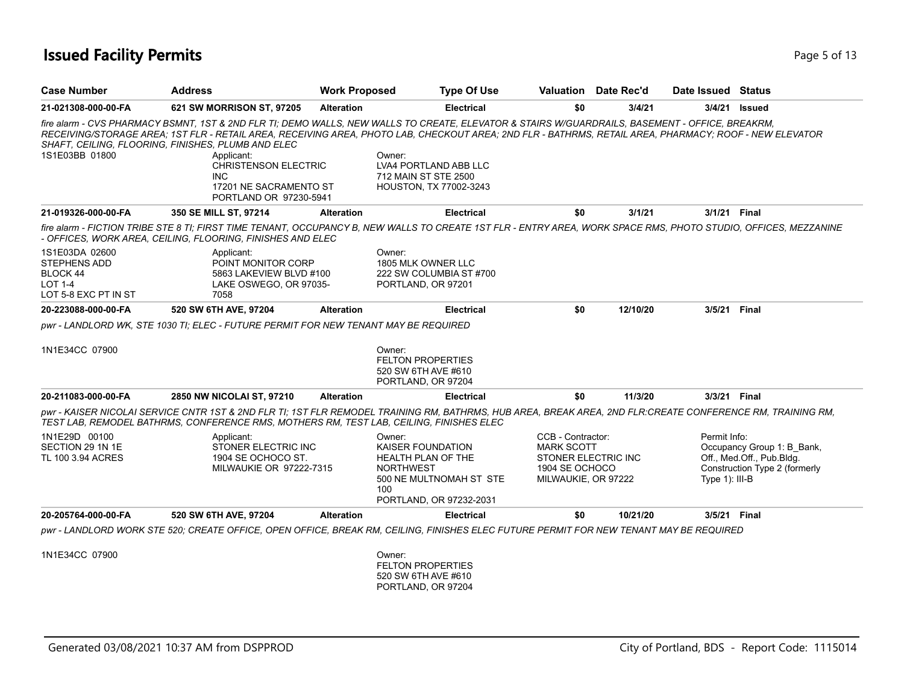# Issued Facility Permits

| Case Number | Address | Work Proposed | Type Of Use | Valuation | Date Rec'd | Date Issued | Status |
|---|---|---|---|---|---|---|---|
| 21-021308-000-00-FA | 621 SW MORRISON ST, 97205 | Alteration | Electrical | $0 | 3/4/21 | 3/4/21 | Issued |

*fire alarm - CVS PHARMACY BSMNT, 1ST & 2ND FLR TI; DEMO WALLS, NEW WALLS TO CREATE, ELEVATOR & STAIRS W/GUARDRAILS, BASEMENT - OFFICE, BREAKRM, RECEIVING/STORAGE AREA; 1ST FLR - RETAIL AREA, RECEIVING AREA, PHOTO LAB, CHECKOUT AREA; 2ND FLR - BATHRMS, RETAIL AREA, PHARMACY; ROOF - NEW ELEVATOR SHAFT, CEILING, FLOORING, FINISHES, PLUMB AND ELEC*

1S1E03BB 01800

Applicant:
CHRISTENSON ELECTRIC INC
17201 NE SACRAMENTO ST
PORTLAND OR 97230-5941

Owner:
LVA4 PORTLAND ABB LLC
712 MAIN ST STE 2500
HOUSTON, TX 77002-3243

| Case Number | Address | Work Proposed | Type Of Use | Valuation | Date Rec'd | Date Issued | Status |
|---|---|---|---|---|---|---|---|
| 21-019326-000-00-FA | 350 SE MILL ST, 97214 | Alteration | Electrical | $0 | 3/1/21 | 3/1/21 | Final |

*fire alarm - FICTION TRIBE STE 8 TI; FIRST TIME TENANT, OCCUPANCY B, NEW WALLS TO CREATE 1ST FLR - ENTRY AREA, WORK SPACE RMS, PHOTO STUDIO, OFFICES, MEZZANINE - OFFICES, WORK AREA, CEILING, FLOORING, FINISHES AND ELEC*

1S1E03DA 02600
STEPHENS ADD
BLOCK 44
LOT 1-4
LOT 5-8 EXC PT IN ST

Applicant:
POINT MONITOR CORP
5863 LAKEVIEW BLVD #100
LAKE OSWEGO, OR 97035-7058

Owner:
1805 MLK OWNER LLC
222 SW COLUMBIA ST #700
PORTLAND, OR 97201

| Case Number | Address | Work Proposed | Type Of Use | Valuation | Date Rec'd | Date Issued | Status |
|---|---|---|---|---|---|---|---|
| 20-223088-000-00-FA | 520 SW 6TH AVE, 97204 | Alteration | Electrical | $0 | 12/10/20 | 3/5/21 | Final |

*pwr - LANDLORD WK, STE 1030 TI; ELEC - FUTURE PERMIT FOR NEW TENANT MAY BE REQUIRED*

1N1E34CC 07900

Owner:
FELTON PROPERTIES
520 SW 6TH AVE #610
PORTLAND, OR 97204

| Case Number | Address | Work Proposed | Type Of Use | Valuation | Date Rec'd | Date Issued | Status |
|---|---|---|---|---|---|---|---|
| 20-211083-000-00-FA | 2850 NW NICOLAI ST, 97210 | Alteration | Electrical | $0 | 11/3/20 | 3/3/21 | Final |

*pwr - KAISER NICOLAI SERVICE CNTR 1ST & 2ND FLR TI; 1ST FLR REMODEL TRAINING RM, BATHRMS, HUB AREA, BREAK AREA, 2ND FLR:CREATE CONFERENCE RM, TRAINING RM, TEST LAB, REMODEL BATHRMS, CONFERENCE RMS, MOTHERS RM, TEST LAB, CEILING, FINISHES ELEC*

1N1E29D 00100
SECTION 29 1N 1E
TL 100 3.94 ACRES

Applicant:
STONER ELECTRIC INC
1904 SE OCHOCO ST.
MILWAUKIE OR 97222-7315

Owner:
KAISER FOUNDATION HEALTH PLAN OF THE NORTHWEST
500 NE MULTNOMAH ST STE 100
PORTLAND, OR 97232-2031

CCB - Contractor:
MARK SCOTT
STONER ELECTRIC INC
1904 SE OCHOCO
MILWAUKIE, OR 97222

Permit Info:
Occupancy Group 1: B_Bank, Off., Med.Off., Pub.Bldg.
Construction Type 2 (formerly Type 1): III-B

| Case Number | Address | Work Proposed | Type Of Use | Valuation | Date Rec'd | Date Issued | Status |
|---|---|---|---|---|---|---|---|
| 20-205764-000-00-FA | 520 SW 6TH AVE, 97204 | Alteration | Electrical | $0 | 10/21/20 | 3/5/21 | Final |

*pwr - LANDLORD WORK STE 520; CREATE OFFICE, OPEN OFFICE, BREAK RM, CEILING, FINISHES ELEC FUTURE PERMIT FOR NEW TENANT MAY BE REQUIRED*

1N1E34CC 07900

Owner:
FELTON PROPERTIES
520 SW 6TH AVE #610
PORTLAND, OR 97204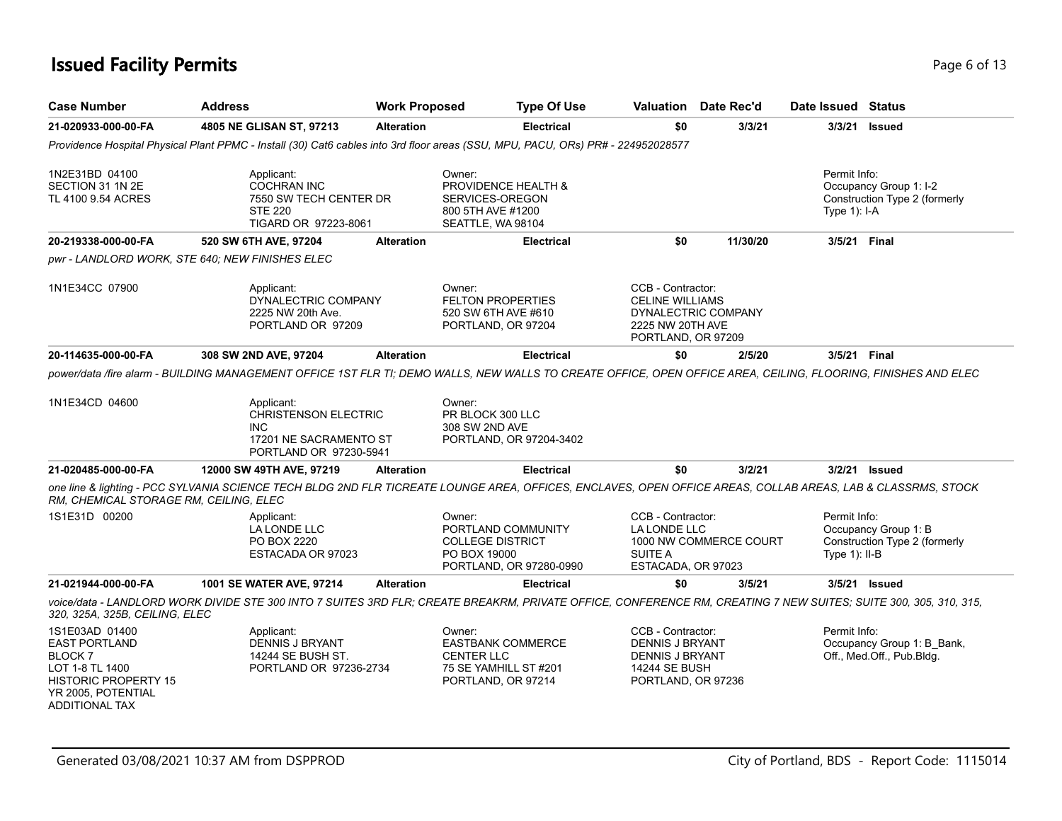# Issued Facility Permits

| Case Number | Address | Work Proposed | Type Of Use | Valuation | Date Rec'd | Date Issued | Status |
|---|---|---|---|---|---|---|---|
| 21-020933-000-00-FA | 4805 NE GLISAN ST, 97213 | Alteration | Electrical | $0 | 3/3/21 | 3/3/21 | Issued |

*Providence Hospital Physical Plant PPMC - Install (30) Cat6 cables into 3rd floor areas (SSU, MPU, PACU, ORs) PR# - 224952028577*

1N2E31BD 04100
SECTION 31 1N 2E
TL 4100 9.54 ACRES

Applicant:
COCHRAN INC
7550 SW TECH CENTER DR
STE 220
TIGARD OR 97223-8061

Owner:
PROVIDENCE HEALTH &
SERVICES-OREGON
800 5TH AVE #1200
SEATTLE, WA 98104

Permit Info:
Occupancy Group 1: I-2
Construction Type 2 (formerly Type 1): I-A

| Case Number | Address | Work Proposed | Type Of Use | Valuation | Date Rec'd | Date Issued | Status |
|---|---|---|---|---|---|---|---|
| 20-219338-000-00-FA | 520 SW 6TH AVE, 97204 | Alteration | Electrical | $0 | 11/30/20 | 3/5/21 | Final |

*pwr - LANDLORD WORK, STE 640; NEW FINISHES ELEC*

1N1E34CC 07900

Applicant:
DYNALECTRIC COMPANY
2225 NW 20th Ave.
PORTLAND OR 97209

Owner:
FELTON PROPERTIES
520 SW 6TH AVE #610
PORTLAND, OR 97204

CCB - Contractor:
CELINE WILLIAMS
DYNALECTRIC COMPANY
2225 NW 20TH AVE
PORTLAND, OR 97209

| Case Number | Address | Work Proposed | Type Of Use | Valuation | Date Rec'd | Date Issued | Status |
|---|---|---|---|---|---|---|---|
| 20-114635-000-00-FA | 308 SW 2ND AVE, 97204 | Alteration | Electrical | $0 | 2/5/20 | 3/5/21 | Final |

*power/data /fire alarm - BUILDING MANAGEMENT OFFICE 1ST FLR TI; DEMO WALLS, NEW WALLS TO CREATE OFFICE, OPEN OFFICE AREA, CEILING, FLOORING, FINISHES AND ELEC*

1N1E34CD 04600

Applicant:
CHRISTENSON ELECTRIC INC
17201 NE SACRAMENTO ST
PORTLAND OR 97230-5941

Owner:
PR BLOCK 300 LLC
308 SW 2ND AVE
PORTLAND, OR 97204-3402

| Case Number | Address | Work Proposed | Type Of Use | Valuation | Date Rec'd | Date Issued | Status |
|---|---|---|---|---|---|---|---|
| 21-020485-000-00-FA | 12000 SW 49TH AVE, 97219 | Alteration | Electrical | $0 | 3/2/21 | 3/2/21 | Issued |

*one line & lighting - PCC SYLVANIA SCIENCE TECH BLDG 2ND FLR TICREATE LOUNGE AREA, OFFICES, ENCLAVES, OPEN OFFICE AREAS, COLLAB AREAS, LAB & CLASSRMS, STOCK RM, CHEMICAL STORAGE RM, CEILING, ELEC*

1S1E31D 00200

Applicant:
LA LONDE LLC
PO BOX 2220
ESTACADA OR 97023

Owner:
PORTLAND COMMUNITY
COLLEGE DISTRICT
PO BOX 19000
PORTLAND, OR 97280-0990

CCB - Contractor:
LA LONDE LLC
1000 NW COMMERCE COURT
SUITE A
ESTACADA, OR 97023

Permit Info:
Occupancy Group 1: B
Construction Type 2 (formerly Type 1): II-B

| Case Number | Address | Work Proposed | Type Of Use | Valuation | Date Rec'd | Date Issued | Status |
|---|---|---|---|---|---|---|---|
| 21-021944-000-00-FA | 1001 SE WATER AVE, 97214 | Alteration | Electrical | $0 | 3/5/21 | 3/5/21 | Issued |

*voice/data - LANDLORD WORK DIVIDE STE 300 INTO 7 SUITES 3RD FLR; CREATE BREAKRM, PRIVATE OFFICE, CONFERENCE RM, CREATING 7 NEW SUITES; SUITE 300, 305, 310, 315, 320, 325A, 325B, CEILING, ELEC*

1S1E03AD 01400
EAST PORTLAND
BLOCK 7
LOT 1-8 TL 1400
HISTORIC PROPERTY 15
YR 2005, POTENTIAL
ADDITIONAL TAX

Applicant:
DENNIS J BRYANT
14244 SE BUSH ST.
PORTLAND OR 97236-2734

Owner:
EASTBANK COMMERCE
CENTER LLC
75 SE YAMHILL ST #201
PORTLAND, OR 97214

CCB - Contractor:
DENNIS J BRYANT
DENNIS J BRYANT
14244 SE BUSH
PORTLAND, OR 97236

Permit Info:
Occupancy Group 1: B_Bank, Off., Med.Off., Pub.Bldg.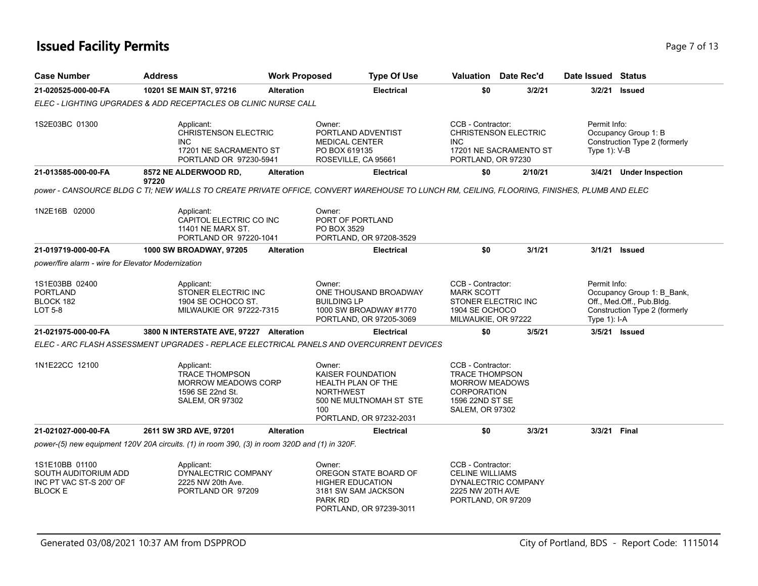# Issued Facility Permits

| Case Number | Address | Work Proposed | Type Of Use | Valuation | Date Rec'd | Date Issued | Status |
|---|---|---|---|---|---|---|---|
| 21-020525-000-00-FA | 10201 SE MAIN ST, 97216 | Alteration | Electrical | $0 | 3/2/21 | 3/2/21 | Issued |

*ELEC - LIGHTING UPGRADES & ADD RECEPTACLES OB CLINIC NURSE CALL*

1S2E03BC 01300

Applicant: CHRISTENSON ELECTRIC INC, 17201 NE SACRAMENTO ST, PORTLAND OR 97230-5941

Owner: PORTLAND ADVENTIST MEDICAL CENTER, PO BOX 619135, ROSEVILLE, CA 95661

CCB - Contractor: CHRISTENSON ELECTRIC INC, 17201 NE SACRAMENTO ST, PORTLAND, OR 97230

Permit Info: Occupancy Group 1: B; Construction Type 2 (formerly Type 1): V-B

| Case Number | Address | Work Proposed | Type Of Use | Valuation | Date Rec'd | Date Issued | Status |
|---|---|---|---|---|---|---|---|
| 21-013585-000-00-FA | 8572 NE ALDERWOOD RD, 97220 | Alteration | Electrical | $0 | 2/10/21 | 3/4/21 | Under Inspection |

*power - CANSOURCE BLDG C TI; NEW WALLS TO CREATE PRIVATE OFFICE, CONVERT WAREHOUSE TO LUNCH RM, CEILING, FLOORING, FINISHES, PLUMB AND ELEC*

1N2E16B 02000

Applicant: CAPITOL ELECTRIC CO INC, 11401 NE MARX ST., PORTLAND OR 97220-1041

Owner: PORT OF PORTLAND, PO BOX 3529, PORTLAND, OR 97208-3529

| Case Number | Address | Work Proposed | Type Of Use | Valuation | Date Rec'd | Date Issued | Status |
|---|---|---|---|---|---|---|---|
| 21-019719-000-00-FA | 1000 SW BROADWAY, 97205 | Alteration | Electrical | $0 | 3/1/21 | 3/1/21 | Issued |

*power/fire alarm - wire for Elevator Modernization*

1S1E03BB 02400, PORTLAND, BLOCK 182, LOT 5-8

Applicant: STONER ELECTRIC INC, 1904 SE OCHOCO ST., MILWAUKIE OR 97222-7315

Owner: ONE THOUSAND BROADWAY BUILDING LP, 1000 SW BROADWAY #1770, PORTLAND, OR 97205-3069

CCB - Contractor: MARK SCOTT, STONER ELECTRIC INC, 1904 SE OCHOCO, MILWAUKIE, OR 97222

Permit Info: Occupancy Group 1: B_Bank, Off., Med.Off., Pub.Bldg.; Construction Type 2 (formerly Type 1): I-A

| Case Number | Address | Work Proposed | Type Of Use | Valuation | Date Rec'd | Date Issued | Status |
|---|---|---|---|---|---|---|---|
| 21-021975-000-00-FA | 3800 N INTERSTATE AVE, 97227 | Alteration | Electrical | $0 | 3/5/21 | 3/5/21 | Issued |

*ELEC - ARC FLASH ASSESSMENT UPGRADES - REPLACE ELECTRICAL PANELS AND OVERCURRENT DEVICES*

1N1E22CC 12100

Applicant: TRACE THOMPSON, MORROW MEADOWS CORP, 1596 SE 22nd St., SALEM, OR 97302

Owner: KAISER FOUNDATION HEALTH PLAN OF THE NORTHWEST, 500 NE MULTNOMAH ST STE 100, PORTLAND, OR 97232-2031

CCB - Contractor: TRACE THOMPSON, MORROW MEADOWS CORPORATION, 1596 22ND ST SE, SALEM, OR 97302

| Case Number | Address | Work Proposed | Type Of Use | Valuation | Date Rec'd | Date Issued | Status |
|---|---|---|---|---|---|---|---|
| 21-021027-000-00-FA | 2611 SW 3RD AVE, 97201 | Alteration | Electrical | $0 | 3/3/21 | 3/3/21 | Final |

*power-(5) new equipment 120V 20A circuits. (1) in room 390, (3) in room 320D and (1) in 320F.*

1S1E10BB 01100, SOUTH AUDITORIUM ADD, INC PT VAC ST-S 200' OF BLOCK E

Applicant: DYNALECTRIC COMPANY, 2225 NW 20th Ave., PORTLAND OR 97209

Owner: OREGON STATE BOARD OF HIGHER EDUCATION, 3181 SW SAM JACKSON PARK RD, PORTLAND, OR 97239-3011

CCB - Contractor: CELINE WILLIAMS, DYNALECTRIC COMPANY, 2225 NW 20TH AVE, PORTLAND, OR 97209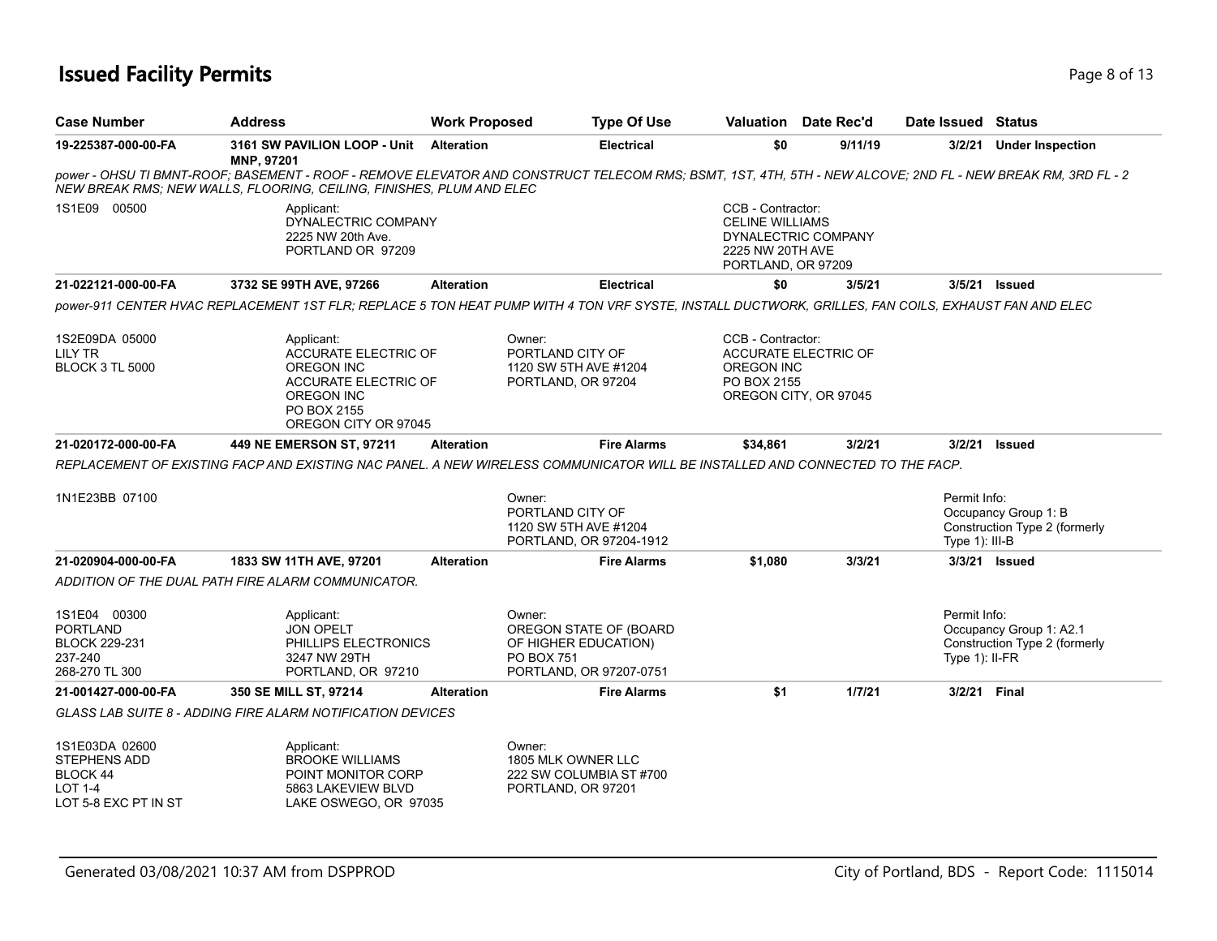# Issued Facility Permits

| Case Number | Address | Work Proposed | Type Of Use | Valuation | Date Rec'd | Date Issued | Status |
|---|---|---|---|---|---|---|---|
| 19-225387-000-00-FA | 3161 SW PAVILION LOOP - Unit MNP, 97201 | Alteration | Electrical | $0 | 9/11/19 | 3/2/21 | Under Inspection |

*power - OHSU TI BMNT-ROOF; BASEMENT - ROOF - REMOVE ELEVATOR AND CONSTRUCT TELECOM RMS; BSMT, 1ST, 4TH, 5TH - NEW ALCOVE; 2ND FL - NEW BREAK RM, 3RD FL - 2 NEW BREAK RMS; NEW WALLS, FLOORING, CEILING, FINISHES, PLUM AND ELEC*

1S1E09 00500

Applicant:
DYNALECTRIC COMPANY
2225 NW 20th Ave.
PORTLAND OR 97209

CCB - Contractor:
CELINE WILLIAMS
DYNALECTRIC COMPANY
2225 NW 20TH AVE
PORTLAND, OR 97209

| Case Number | Address | Work Proposed | Type Of Use | Valuation | Date Rec'd | Date Issued | Status |
|---|---|---|---|---|---|---|---|
| 21-022121-000-00-FA | 3732 SE 99TH AVE, 97266 | Alteration | Electrical | $0 | 3/5/21 | 3/5/21 | Issued |

*power-911 CENTER HVAC REPLACEMENT 1ST FLR; REPLACE 5 TON HEAT PUMP WITH 4 TON VRF SYSTE, INSTALL DUCTWORK, GRILLES, FAN COILS, EXHAUST FAN AND ELEC*

1S2E09DA 05000
LILY TR
BLOCK 3 TL 5000

Applicant:
ACCURATE ELECTRIC OF OREGON INC
ACCURATE ELECTRIC OF OREGON INC
PO BOX 2155
OREGON CITY OR 97045

Owner:
PORTLAND CITY OF
1120 SW 5TH AVE #1204
PORTLAND, OR 97204

CCB - Contractor:
ACCURATE ELECTRIC OF OREGON INC
PO BOX 2155
OREGON CITY, OR 97045

| Case Number | Address | Work Proposed | Type Of Use | Valuation | Date Rec'd | Date Issued | Status |
|---|---|---|---|---|---|---|---|
| 21-020172-000-00-FA | 449 NE EMERSON ST, 97211 | Alteration | Fire Alarms | $34,861 | 3/2/21 | 3/2/21 | Issued |

*REPLACEMENT OF EXISTING FACP AND EXISTING NAC PANEL. A NEW WIRELESS COMMUNICATOR WILL BE INSTALLED AND CONNECTED TO THE FACP.*

1N1E23BB 07100

Owner:
PORTLAND CITY OF
1120 SW 5TH AVE #1204
PORTLAND, OR 97204-1912

Permit Info:
Occupancy Group 1: B
Construction Type 2 (formerly Type 1): III-B

| Case Number | Address | Work Proposed | Type Of Use | Valuation | Date Rec'd | Date Issued | Status |
|---|---|---|---|---|---|---|---|
| 21-020904-000-00-FA | 1833 SW 11TH AVE, 97201 | Alteration | Fire Alarms | $1,080 | 3/3/21 | 3/3/21 | Issued |

*ADDITION OF THE DUAL PATH FIRE ALARM COMMUNICATOR.*

1S1E04 00300
PORTLAND
BLOCK 229-231
237-240
268-270 TL 300

Applicant:
JON OPELT
PHILLIPS ELECTRONICS
3247 NW 29TH
PORTLAND, OR 97210

Owner:
OREGON STATE OF (BOARD OF HIGHER EDUCATION)
PO BOX 751
PORTLAND, OR 97207-0751

Permit Info:
Occupancy Group 1: A2.1
Construction Type 2 (formerly Type 1): II-FR

| Case Number | Address | Work Proposed | Type Of Use | Valuation | Date Rec'd | Date Issued | Status |
|---|---|---|---|---|---|---|---|
| 21-001427-000-00-FA | 350 SE MILL ST, 97214 | Alteration | Fire Alarms | $1 | 1/7/21 | 3/2/21 | Final |

*GLASS LAB SUITE 8 - ADDING FIRE ALARM NOTIFICATION DEVICES*

1S1E03DA 02600
STEPHENS ADD
BLOCK 44
LOT 1-4
LOT 5-8 EXC PT IN ST

Applicant:
BROOKE WILLIAMS
POINT MONITOR CORP
5863 LAKEVIEW BLVD
LAKE OSWEGO, OR 97035

Owner:
1805 MLK OWNER LLC
222 SW COLUMBIA ST #700
PORTLAND, OR 97201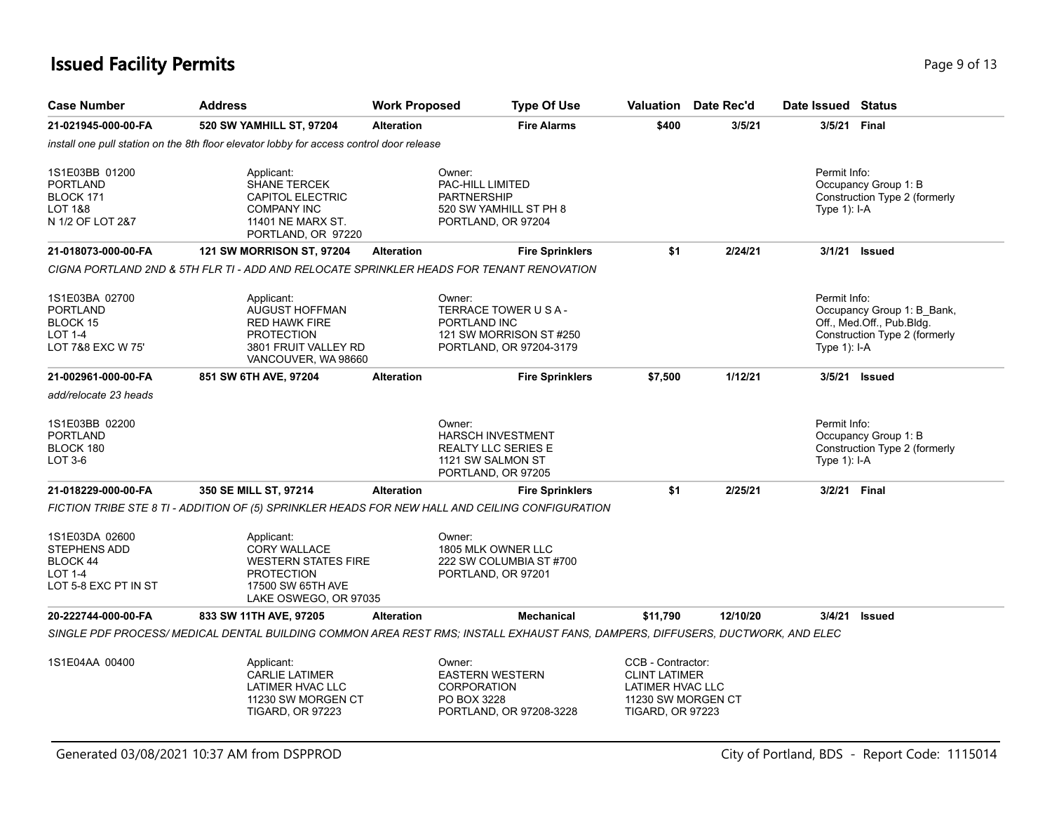# Issued Facility Permits

| Case Number | Address | Work Proposed | Type Of Use | Valuation | Date Rec'd | Date Issued | Status |
|---|---|---|---|---|---|---|---|
| 21-021945-000-00-FA | 520 SW YAMHILL ST, 97204 | Alteration | Fire Alarms | $400 | 3/5/21 | 3/5/21 | Final |

*install one pull station on the 8th floor elevator lobby for access control door release*

1S1E03BB 01200
PORTLAND
BLOCK 171
LOT 1&8
N 1/2 OF LOT 2&7

Applicant:
SHANE TERCEK
CAPITOL ELECTRIC COMPANY INC
11401 NE MARX ST.
PORTLAND, OR 97220

Owner:
PAC-HILL LIMITED PARTNERSHIP
520 SW YAMHILL ST PH 8
PORTLAND, OR 97204

Permit Info:
Occupancy Group 1: B
Construction Type 2 (formerly Type 1): I-A

---

| Case Number | Address | Work Proposed | Type Of Use | Valuation | Date Rec'd | Date Issued | Status |
|---|---|---|---|---|---|---|---|
| 21-018073-000-00-FA | 121 SW MORRISON ST, 97204 | Alteration | Fire Sprinklers | $1 | 2/24/21 | 3/1/21 | Issued |

*CIGNA PORTLAND 2ND & 5TH FLR TI - ADD AND RELOCATE SPRINKLER HEADS FOR TENANT RENOVATION*

1S1E03BA 02700
PORTLAND
BLOCK 15
LOT 1-4
LOT 7&8 EXC W 75'

Applicant:
AUGUST HOFFMAN
RED HAWK FIRE PROTECTION
3801 FRUIT VALLEY RD
VANCOUVER, WA 98660

Owner:
TERRACE TOWER U S A - PORTLAND INC
121 SW MORRISON ST #250
PORTLAND, OR 97204-3179

Permit Info:
Occupancy Group 1: B_Bank, Off., Med.Off., Pub.Bldg.
Construction Type 2 (formerly Type 1): I-A

---

| Case Number | Address | Work Proposed | Type Of Use | Valuation | Date Rec'd | Date Issued | Status |
|---|---|---|---|---|---|---|---|
| 21-002961-000-00-FA | 851 SW 6TH AVE, 97204 | Alteration | Fire Sprinklers | $7,500 | 1/12/21 | 3/5/21 | Issued |

*add/relocate 23 heads*

1S1E03BB 02200
PORTLAND
BLOCK 180
LOT 3-6

Owner:
HARSCH INVESTMENT REALTY LLC SERIES E
1121 SW SALMON ST
PORTLAND, OR 97205

Permit Info:
Occupancy Group 1: B
Construction Type 2 (formerly Type 1): I-A

---

| Case Number | Address | Work Proposed | Type Of Use | Valuation | Date Rec'd | Date Issued | Status |
|---|---|---|---|---|---|---|---|
| 21-018229-000-00-FA | 350 SE MILL ST, 97214 | Alteration | Fire Sprinklers | $1 | 2/25/21 | 3/2/21 | Final |

*FICTION TRIBE STE 8 TI - ADDITION OF (5) SPRINKLER HEADS FOR NEW HALL AND CEILING CONFIGURATION*

1S1E03DA 02600
STEPHENS ADD
BLOCK 44
LOT 1-4
LOT 5-8 EXC PT IN ST

Applicant:
CORY WALLACE
WESTERN STATES FIRE PROTECTION
17500 SW 65TH AVE
LAKE OSWEGO, OR 97035

Owner:
1805 MLK OWNER LLC
222 SW COLUMBIA ST #700
PORTLAND, OR 97201

---

| Case Number | Address | Work Proposed | Type Of Use | Valuation | Date Rec'd | Date Issued | Status |
|---|---|---|---|---|---|---|---|
| 20-222744-000-00-FA | 833 SW 11TH AVE, 97205 | Alteration | Mechanical | $11,790 | 12/10/20 | 3/4/21 | Issued |

*SINGLE PDF PROCESS/ MEDICAL DENTAL BUILDING COMMON AREA REST RMS; INSTALL EXHAUST FANS, DAMPERS, DIFFUSERS, DUCTWORK, AND ELEC*

1S1E04AA 00400

Applicant:
CARLIE LATIMER
LATIMER HVAC LLC
11230 SW MORGEN CT
TIGARD, OR 97223

Owner:
EASTERN WESTERN CORPORATION
PO BOX 3228
PORTLAND, OR 97208-3228

CCB - Contractor:
CLINT LATIMER
LATIMER HVAC LLC
11230 SW MORGEN CT
TIGARD, OR 97223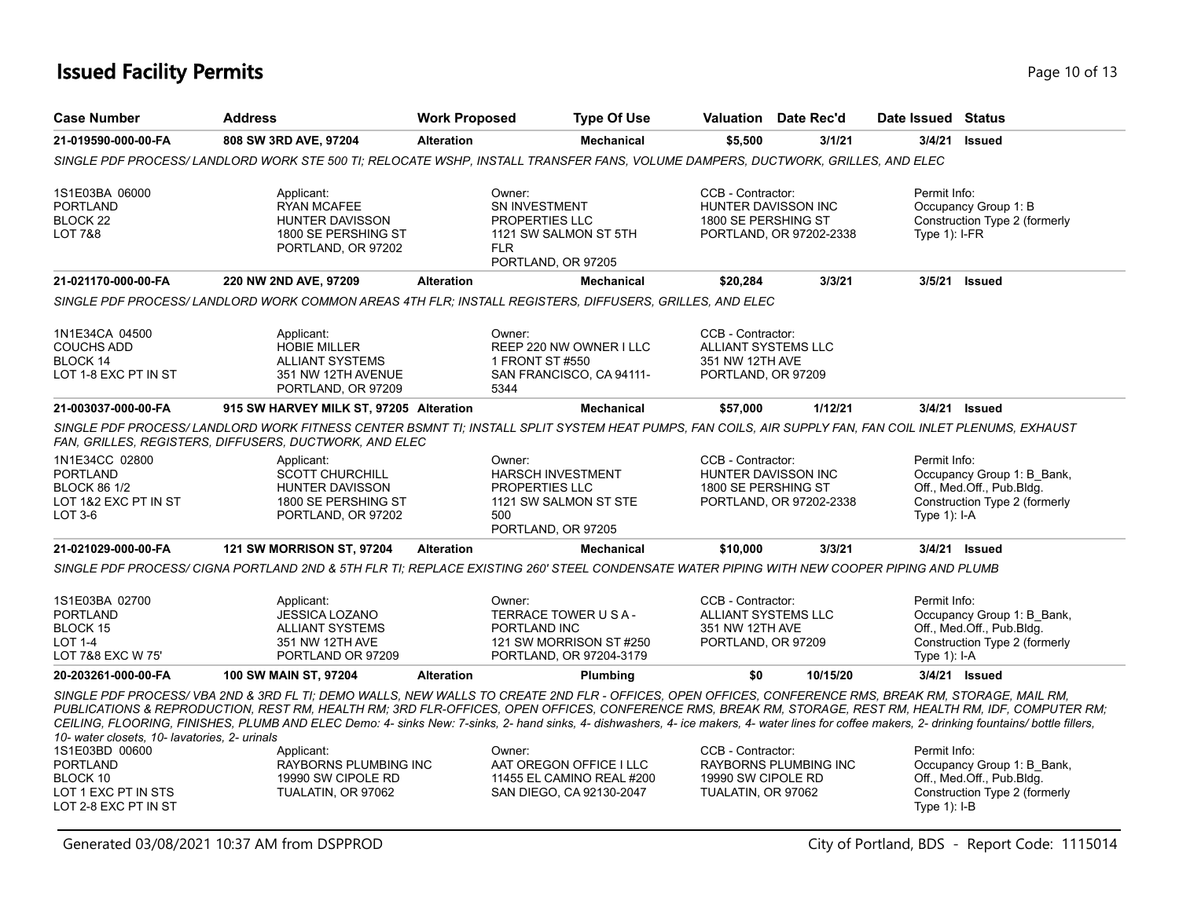# Issued Facility Permits

| Case Number | Address | Work Proposed | Type Of Use | Valuation | Date Rec'd | Date Issued | Status |
|---|---|---|---|---|---|---|---|
| 21-019590-000-00-FA | 808 SW 3RD AVE, 97204 | Alteration | Mechanical | $5,500 | 3/1/21 | 3/4/21 | Issued |

*SINGLE PDF PROCESS/ LANDLORD WORK STE 500 TI; RELOCATE WSHP, INSTALL TRANSFER FANS, VOLUME DAMPERS, DUCTWORK, GRILLES, AND ELEC*

1S1E03BA 06000
PORTLAND
BLOCK 22
LOT 7&8

Applicant:
RYAN MCAFEE
HUNTER DAVISSON
1800 SE PERSHING ST
PORTLAND, OR 97202

Owner:
SN INVESTMENT
PROPERTIES LLC
1121 SW SALMON ST 5TH
FLR
PORTLAND, OR 97205

CCB - Contractor:
HUNTER DAVISSON INC
1800 SE PERSHING ST
PORTLAND, OR 97202-2338

Permit Info:
Occupancy Group 1: B
Construction Type 2 (formerly Type 1): I-FR

| Case Number | Address | Work Proposed | Type Of Use | Valuation | Date Rec'd | Date Issued | Status |
|---|---|---|---|---|---|---|---|
| 21-021170-000-00-FA | 220 NW 2ND AVE, 97209 | Alteration | Mechanical | $20,284 | 3/3/21 | 3/5/21 | Issued |

*SINGLE PDF PROCESS/ LANDLORD WORK COMMON AREAS 4TH FLR; INSTALL REGISTERS, DIFFUSERS, GRILLES, AND ELEC*

1N1E34CA 04500
COUCHS ADD
BLOCK 14
LOT 1-8 EXC PT IN ST

Applicant:
HOBIE MILLER
ALLIANT SYSTEMS
351 NW 12TH AVENUE
PORTLAND, OR 97209

Owner:
REEP 220 NW OWNER I LLC
1 FRONT ST #550
SAN FRANCISCO, CA 94111-5344

CCB - Contractor:
ALLIANT SYSTEMS LLC
351 NW 12TH AVE
PORTLAND, OR 97209

| Case Number | Address | Work Proposed | Type Of Use | Valuation | Date Rec'd | Date Issued | Status |
|---|---|---|---|---|---|---|---|
| 21-003037-000-00-FA | 915 SW HARVEY MILK ST, 97205 | Alteration | Mechanical | $57,000 | 1/12/21 | 3/4/21 | Issued |

*SINGLE PDF PROCESS/ LANDLORD WORK FITNESS CENTER BSMNT TI; INSTALL SPLIT SYSTEM HEAT PUMPS, FAN COILS, AIR SUPPLY FAN, FAN COIL INLET PLENUMS, EXHAUST FAN, GRILLES, REGISTERS, DIFFUSERS, DUCTWORK, AND ELEC*

1N1E34CC 02800
PORTLAND
BLOCK 86 1/2
LOT 1&2 EXC PT IN ST
LOT 3-6

Applicant:
SCOTT CHURCHILL
HUNTER DAVISSON
1800 SE PERSHING ST
PORTLAND, OR 97202

Owner:
HARSCH INVESTMENT
PROPERTIES LLC
1121 SW SALMON ST STE
500
PORTLAND, OR 97205

CCB - Contractor:
HUNTER DAVISSON INC
1800 SE PERSHING ST
PORTLAND, OR 97202-2338

Permit Info:
Occupancy Group 1: B_Bank, Off., Med.Off., Pub.Bldg.
Construction Type 2 (formerly Type 1): I-A

| Case Number | Address | Work Proposed | Type Of Use | Valuation | Date Rec'd | Date Issued | Status |
|---|---|---|---|---|---|---|---|
| 21-021029-000-00-FA | 121 SW MORRISON ST, 97204 | Alteration | Mechanical | $10,000 | 3/3/21 | 3/4/21 | Issued |

*SINGLE PDF PROCESS/ CIGNA PORTLAND 2ND & 5TH FLR TI; REPLACE EXISTING 260' STEEL CONDENSATE WATER PIPING WITH NEW COOPER PIPING AND PLUMB*

1S1E03BA 02700
PORTLAND
BLOCK 15
LOT 1-4
LOT 7&8 EXC W 75'

Applicant:
JESSICA LOZANO
ALLIANT SYSTEMS
351 NW 12TH AVE
PORTLAND OR 97209

Owner:
TERRACE TOWER U S A -
PORTLAND INC
121 SW MORRISON ST #250
PORTLAND, OR 97204-3179

CCB - Contractor:
ALLIANT SYSTEMS LLC
351 NW 12TH AVE
PORTLAND, OR 97209

Permit Info:
Occupancy Group 1: B_Bank, Off., Med.Off., Pub.Bldg.
Construction Type 2 (formerly Type 1): I-A

| Case Number | Address | Work Proposed | Type Of Use | Valuation | Date Rec'd | Date Issued | Status |
|---|---|---|---|---|---|---|---|
| 20-203261-000-00-FA | 100 SW MAIN ST, 97204 | Alteration | Plumbing | $0 | 10/15/20 | 3/4/21 | Issued |

*SINGLE PDF PROCESS/ VBA 2ND & 3RD FL TI; DEMO WALLS, NEW WALLS TO CREATE 2ND FLR - OFFICES, OPEN OFFICES, CONFERENCE RMS, BREAK RM, STORAGE, MAIL RM, PUBLICATIONS & REPRODUCTION, REST RM, HEALTH RM; 3RD FLR-OFFICES, OPEN OFFICES, CONFERENCE RMS, BREAK RM, STORAGE, REST RM, HEALTH RM, IDF, COMPUTER RM; CEILING, FLOORING, FINISHES, PLUMB AND ELEC Demo: 4- sinks New: 7-sinks, 2- hand sinks, 4- dishwashers, 4- ice makers, 4- water lines for coffee makers, 2- drinking fountains/ bottle fillers, 10- water closets, 10- lavatories, 2- urinals*

1S1E03BD 00600
PORTLAND
BLOCK 10
LOT 1 EXC PT IN STS
LOT 2-8 EXC PT IN ST

Applicant:
RAYBORNS PLUMBING INC
19990 SW CIPOLE RD
TUALATIN, OR 97062

Owner:
AAT OREGON OFFICE I LLC
11455 EL CAMINO REAL #200
SAN DIEGO, CA 92130-2047

CCB - Contractor:
RAYBORNS PLUMBING INC
19990 SW CIPOLE RD
TUALATIN, OR 97062

Permit Info:
Occupancy Group 1: B_Bank, Off., Med.Off., Pub.Bldg.
Construction Type 2 (formerly Type 1): I-B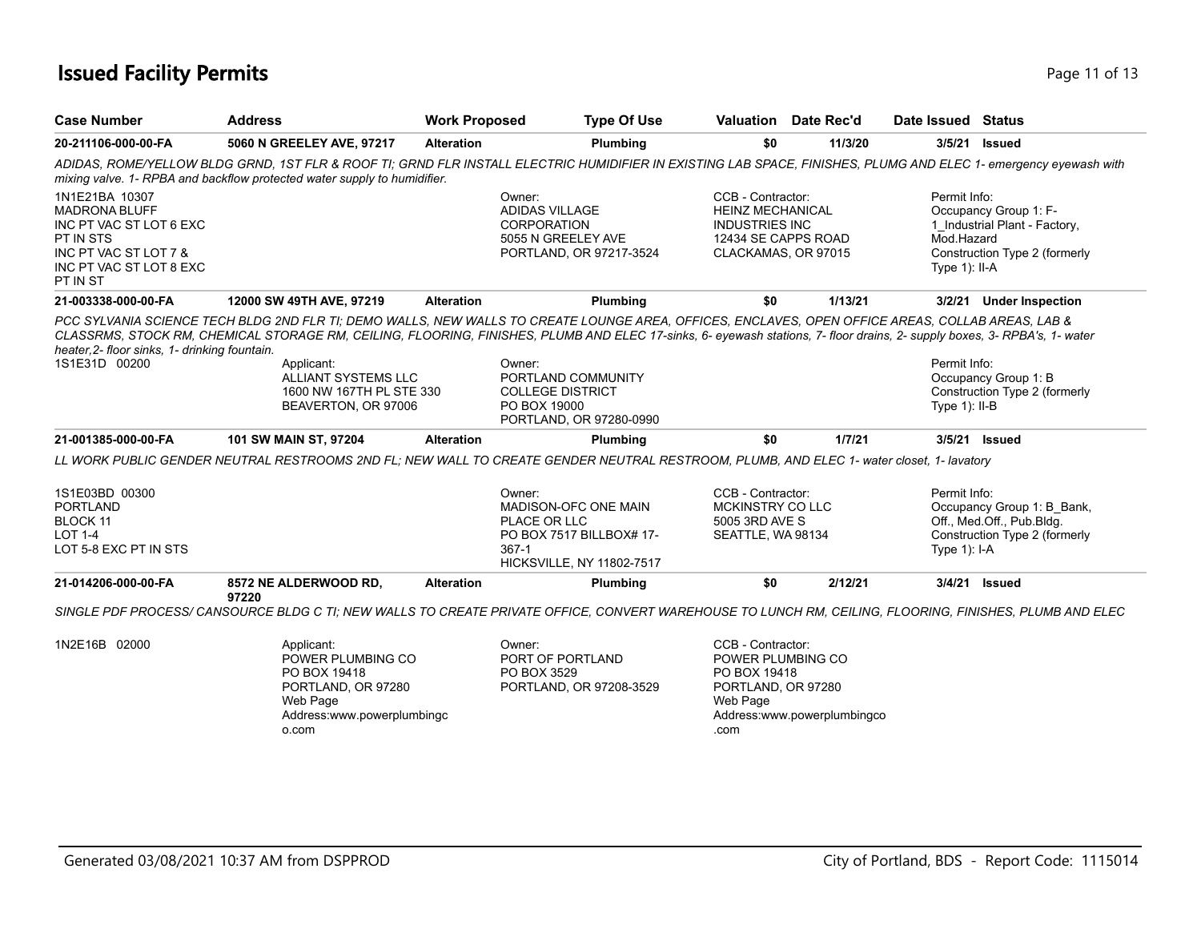# Issued Facility Permits

| Case Number | Address | Work Proposed | Type Of Use | Valuation | Date Rec'd | Date Issued | Status |
|---|---|---|---|---|---|---|---|
| 20-211106-000-00-FA | 5060 N GREELEY AVE, 97217 | Alteration | Plumbing | $0 | 11/3/20 | 3/5/21 | Issued |

*ADIDAS, ROME/YELLOW BLDG GRND, 1ST FLR & ROOF TI; GRND FLR INSTALL ELECTRIC HUMIDIFIER IN EXISTING LAB SPACE, FINISHES, PLUMG AND ELEC 1- emergency eyewash with mixing valve. 1- RPBA and backflow protected water supply to humidifier.*

1N1E21BA 10307
MADRONA BLUFF
INC PT VAC ST LOT 6 EXC
PT IN STS
INC PT VAC ST LOT 7 &
INC PT VAC ST LOT 8 EXC
PT IN ST

Owner:
ADIDAS VILLAGE
CORPORATION
5055 N GREELEY AVE
PORTLAND, OR 97217-3524

CCB - Contractor:
HEINZ MECHANICAL
INDUSTRIES INC
12434 SE CAPPS ROAD
CLACKAMAS, OR 97015

Permit Info:
Occupancy Group 1: F-1_Industrial Plant - Factory, Mod.Hazard
Construction Type 2 (formerly Type 1): II-A

| Case Number | Address | Work Proposed | Type Of Use | Valuation | Date Rec'd | Date Issued | Status |
|---|---|---|---|---|---|---|---|
| 21-003338-000-00-FA | 12000 SW 49TH AVE, 97219 | Alteration | Plumbing | $0 | 1/13/21 | 3/2/21 | Under Inspection |

*PCC SYLVANIA SCIENCE TECH BLDG 2ND FLR TI; DEMO WALLS, NEW WALLS TO CREATE LOUNGE AREA, OFFICES, ENCLAVES, OPEN OFFICE AREAS, COLLAB AREAS, LAB & CLASSRMS, STOCK RM, CHEMICAL STORAGE RM, CEILING, FLOORING, FINISHES, PLUMB AND ELEC 17-sinks, 6- eyewash stations, 7- floor drains, 2- supply boxes, 3- RPBA's, 1- water heater,2- floor sinks, 1- drinking fountain.*

1S1E31D 00200

Applicant:
ALLIANT SYSTEMS LLC
1600 NW 167TH PL STE 330
BEAVERTON, OR 97006

Owner:
PORTLAND COMMUNITY
COLLEGE DISTRICT
PO BOX 19000
PORTLAND, OR 97280-0990

Permit Info:
Occupancy Group 1: B
Construction Type 2 (formerly Type 1): II-B

| Case Number | Address | Work Proposed | Type Of Use | Valuation | Date Rec'd | Date Issued | Status |
|---|---|---|---|---|---|---|---|
| 21-001385-000-00-FA | 101 SW MAIN ST, 97204 | Alteration | Plumbing | $0 | 1/7/21 | 3/5/21 | Issued |

*LL WORK PUBLIC GENDER NEUTRAL RESTROOMS 2ND FL; NEW WALL TO CREATE GENDER NEUTRAL RESTROOM, PLUMB, AND ELEC 1- water closet, 1- lavatory*

1S1E03BD 00300
PORTLAND
BLOCK 11
LOT 1-4
LOT 5-8 EXC PT IN STS

Owner:
MADISON-OFC ONE MAIN
PLACE OR LLC
PO BOX 7517 BILLBOX# 17-367-1
HICKSVILLE, NY 11802-7517

CCB - Contractor:
MCKINSTRY CO LLC
5005 3RD AVE S
SEATTLE, WA 98134

Permit Info:
Occupancy Group 1: B_Bank, Off., Med.Off., Pub.Bldg.
Construction Type 2 (formerly Type 1): I-A

| Case Number | Address | Work Proposed | Type Of Use | Valuation | Date Rec'd | Date Issued | Status |
|---|---|---|---|---|---|---|---|
| 21-014206-000-00-FA | 8572 NE ALDERWOOD RD, 97220 | Alteration | Plumbing | $0 | 2/12/21 | 3/4/21 | Issued |

*SINGLE PDF PROCESS/ CANSOURCE BLDG C TI; NEW WALLS TO CREATE PRIVATE OFFICE, CONVERT WAREHOUSE TO LUNCH RM, CEILING, FLOORING, FINISHES, PLUMB AND ELEC*

1N2E16B 02000

Applicant:
POWER PLUMBING CO
PO BOX 19418
PORTLAND, OR 97280
Web Page
Address:www.powerplumbingco.com

Owner:
PORT OF PORTLAND
PO BOX 3529
PORTLAND, OR 97208-3529

CCB - Contractor:
POWER PLUMBING CO
PO BOX 19418
PORTLAND, OR 97280
Web Page
Address:www.powerplumbingco.com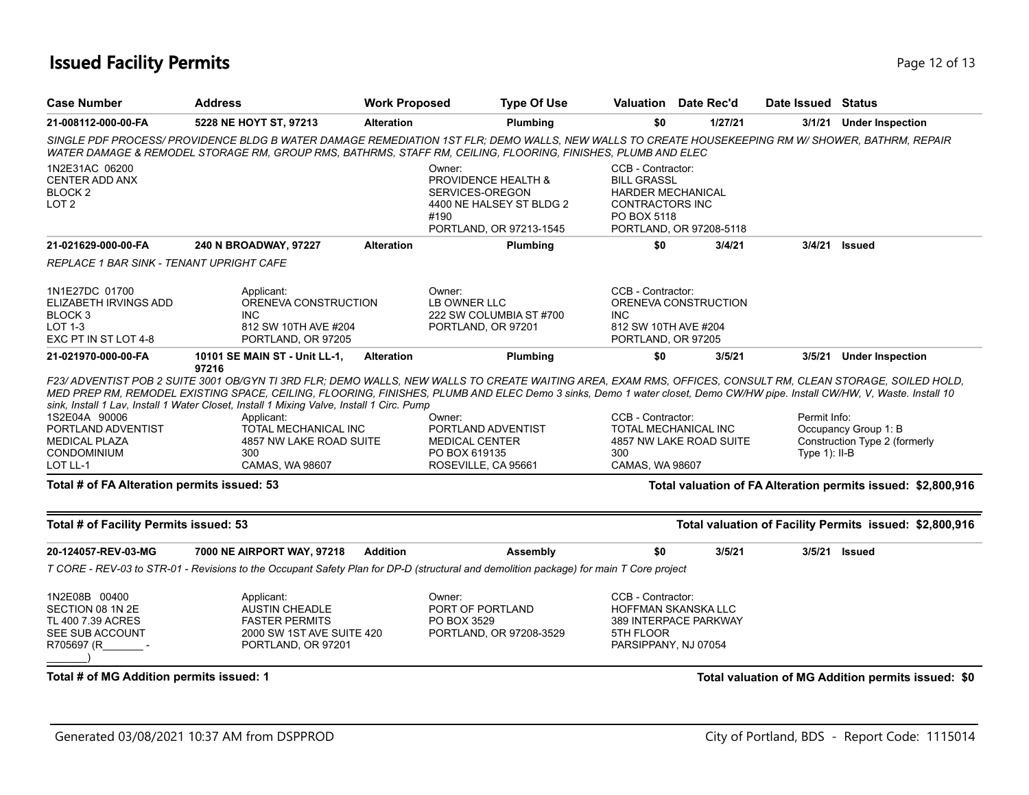# Issued Facility Permits

| Case Number | Address | Work Proposed | Type Of Use | Valuation | Date Rec'd | Date Issued | Status |
|---|---|---|---|---|---|---|---|
| **21-008112-000-00-FA** | **5228 NE HOYT ST, 97213** | **Alteration** | **Plumbing** | **$0** | **1/27/21** | **3/1/21** | **Under Inspection** |

*SINGLE PDF PROCESS/ PROVIDENCE BLDG B WATER DAMAGE REMEDIATION 1ST FLR; DEMO WALLS, NEW WALLS TO CREATE HOUSEKEEPING RM W/ SHOWER, BATHRM, REPAIR WATER DAMAGE & REMODEL STORAGE RM, GROUP RMS, BATHRMS, STAFF RM, CEILING, FLOORING, FINISHES, PLUMB AND ELEC*

1N2E31AC 06200
CENTER ADD ANX
BLOCK 2
LOT 2

Owner:
PROVIDENCE HEALTH & SERVICES-OREGON
4400 NE HALSEY ST BLDG 2 #190
PORTLAND, OR 97213-1545

CCB - Contractor:
BILL GRASSL
HARDER MECHANICAL CONTRACTORS INC
PO BOX 5118
PORTLAND, OR 97208-5118

| Case Number | Address | Work Proposed | Type Of Use | Valuation | Date Rec'd | Date Issued | Status |
|---|---|---|---|---|---|---|---|
| **21-021629-000-00-FA** | **240 N BROADWAY, 97227** | **Alteration** | **Plumbing** | **$0** | **3/4/21** | **3/4/21** | **Issued** |

*REPLACE 1 BAR SINK - TENANT UPRIGHT CAFE*

1N1E27DC 01700
ELIZABETH IRVINGS ADD
BLOCK 3
LOT 1-3
EXC PT IN ST LOT 4-8

Applicant:
ORENEVA CONSTRUCTION INC
812 SW 10TH AVE #204
PORTLAND, OR 97205

Owner:
LB OWNER LLC
222 SW COLUMBIA ST #700
PORTLAND, OR 97201

CCB - Contractor:
ORENEVA CONSTRUCTION INC
812 SW 10TH AVE #204
PORTLAND, OR 97205

| Case Number | Address | Work Proposed | Type Of Use | Valuation | Date Rec'd | Date Issued | Status |
|---|---|---|---|---|---|---|---|
| **21-021970-000-00-FA** | **10101 SE MAIN ST - Unit LL-1, 97216** | **Alteration** | **Plumbing** | **$0** | **3/5/21** | **3/5/21** | **Under Inspection** |

*F23/ ADVENTIST POB 2 SUITE 3001 OB/GYN TI 3RD FLR; DEMO WALLS, NEW WALLS TO CREATE WAITING AREA, EXAM RMS, OFFICES, CONSULT RM, CLEAN STORAGE, SOILED HOLD, MED PREP RM, REMODEL EXISTING SPACE, CEILING, FLOORING, FINISHES, PLUMB AND ELEC Demo 3 sinks, Demo 1 water closet, Demo CW/HW pipe. Install CW/HW, V, Waste. Install 10 sink, Install 1 Lav, Install 1 Water Closet, Install 1 Mixing Valve, Install 1 Circ. Pump*

1S2E04A 90006
PORTLAND ADVENTIST MEDICAL PLAZA CONDOMINIUM
LOT LL-1

Applicant:
TOTAL MECHANICAL INC
4857 NW LAKE ROAD SUITE 300
CAMAS, WA 98607

Owner:
PORTLAND ADVENTIST MEDICAL CENTER
PO BOX 619135
ROSEVILLE, CA 95661

CCB - Contractor:
TOTAL MECHANICAL INC
4857 NW LAKE ROAD SUITE 300
CAMAS, WA 98607

Permit Info:
Occupancy Group 1: B
Construction Type 2 (formerly Type 1): II-B

**Total # of FA Alteration permits issued: 53** — **Total valuation of FA Alteration permits issued: $2,800,916**

**Total # of Facility Permits issued: 53** — **Total valuation of Facility Permits issued: $2,800,916**

| Case Number | Address | Work Proposed | Type Of Use | Valuation | Date Rec'd | Date Issued | Status |
|---|---|---|---|---|---|---|---|
| **20-124057-REV-03-MG** | **7000 NE AIRPORT WAY, 97218** | **Addition** | **Assembly** | **$0** | **3/5/21** | **3/5/21** | **Issued** |

*T CORE - REV-03 to STR-01 - Revisions to the Occupant Safety Plan for DP-D (structural and demolition package) for main T Core project*

1N2E08B 00400
SECTION 08 1N 2E
TL 400 7.39 ACRES
SEE SUB ACCOUNT
R705697 (R_______ - _______)

Applicant:
AUSTIN CHEADLE
FASTER PERMITS
2000 SW 1ST AVE SUITE 420
PORTLAND, OR 97201

Owner:
PORT OF PORTLAND
PO BOX 3529
PORTLAND, OR 97208-3529

CCB - Contractor:
HOFFMAN SKANSKA LLC
389 INTERPACE PARKWAY
5TH FLOOR
PARSIPPANY, NJ 07054

**Total # of MG Addition permits issued: 1** — **Total valuation of MG Addition permits issued: $0**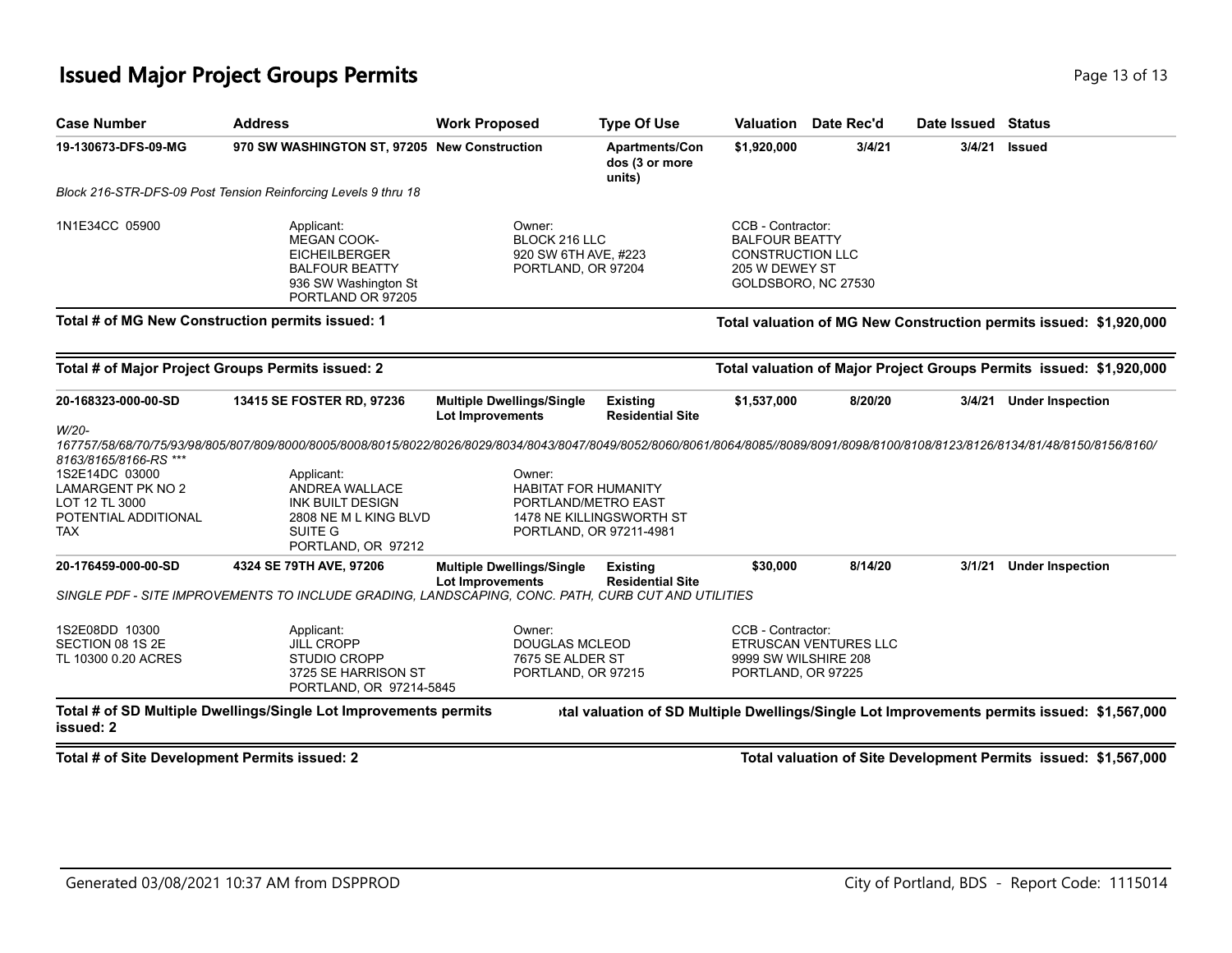# Issued Major Project Groups Permits

| Case Number | Address | Work Proposed | Type Of Use | Valuation | Date Rec'd | Date Issued | Status |
|---|---|---|---|---|---|---|---|
| 19-130673-DFS-09-MG | 970 SW WASHINGTON ST, 97205 | New Construction | Apartments/Condos (3 or more units) | $1,920,000 | 3/4/21 | 3/4/21 | Issued |

*Block 216-STR-DFS-09 Post Tension Reinforcing Levels 9 thru 18*

1N1E34CC 05900

Applicant:
MEGAN COOK-EICHEILBERGER
BALFOUR BEATTY
936 SW Washington St
PORTLAND OR 97205

Owner:
BLOCK 216 LLC
920 SW 6TH AVE, #223
PORTLAND, OR 97204

CCB - Contractor:
BALFOUR BEATTY CONSTRUCTION LLC
205 W DEWEY ST
GOLDSBORO, NC 27530

**Total # of MG New Construction permits issued: 1**

**Total valuation of MG New Construction permits issued: $1,920,000**

**Total # of Major Project Groups Permits issued: 2**

**Total valuation of Major Project Groups Permits issued: $1,920,000**

| Case Number | Address | Work Proposed | Type Of Use | Valuation | Date Rec'd | Date Issued | Status |
|---|---|---|---|---|---|---|---|
| 20-168323-000-00-SD | 13415 SE FOSTER RD, 97236 | Multiple Dwellings/Single Lot Improvements | Existing Residential Site | $1,537,000 | 8/20/20 | 3/4/21 | Under Inspection |

*W/20-167757/58/68/70/75/93/98/805/807/809/8000/8005/8008/8015/8022/8026/8029/8034/8043/8047/8049/8052/8060/8061/8064/8085//8089/8091/8098/8100/8108/8123/8126/8134/81/48/8150/8156/8160/8163/8165/8166-RS ****

1S2E14DC 03000
LAMARGENT PK NO 2
LOT 12 TL 3000
POTENTIAL ADDITIONAL TAX

Applicant:
ANDREA WALLACE
INK BUILT DESIGN
2808 NE M L KING BLVD
SUITE G
PORTLAND, OR 97212

Owner:
HABITAT FOR HUMANITY
PORTLAND/METRO EAST
1478 NE KILLINGSWORTH ST
PORTLAND, OR 97211-4981

| Case Number | Address | Work Proposed | Type Of Use | Valuation | Date Rec'd | Date Issued | Status |
|---|---|---|---|---|---|---|---|
| 20-176459-000-00-SD | 4324 SE 79TH AVE, 97206 | Multiple Dwellings/Single Lot Improvements | Existing Residential Site | $30,000 | 8/14/20 | 3/1/21 | Under Inspection |

*SINGLE PDF - SITE IMPROVEMENTS TO INCLUDE GRADING, LANDSCAPING, CONC. PATH, CURB CUT AND UTILITIES*

1S2E08DD 10300
SECTION 08 1S 2E
TL 10300 0.20 ACRES

Applicant:
JILL CROPP
STUDIO CROPP
3725 SE HARRISON ST
PORTLAND, OR 97214-5845

Owner:
DOUGLAS MCLEOD
7675 SE ALDER ST
PORTLAND, OR 97215

CCB - Contractor:
ETRUSCAN VENTURES LLC
9999 SW WILSHIRE 208
PORTLAND, OR 97225

**Total # of SD Multiple Dwellings/Single Lot Improvements permits issued: 2**

**Total valuation of SD Multiple Dwellings/Single Lot Improvements permits issued: $1,567,000**

**Total # of Site Development Permits issued: 2**

**Total valuation of Site Development Permits issued: $1,567,000**